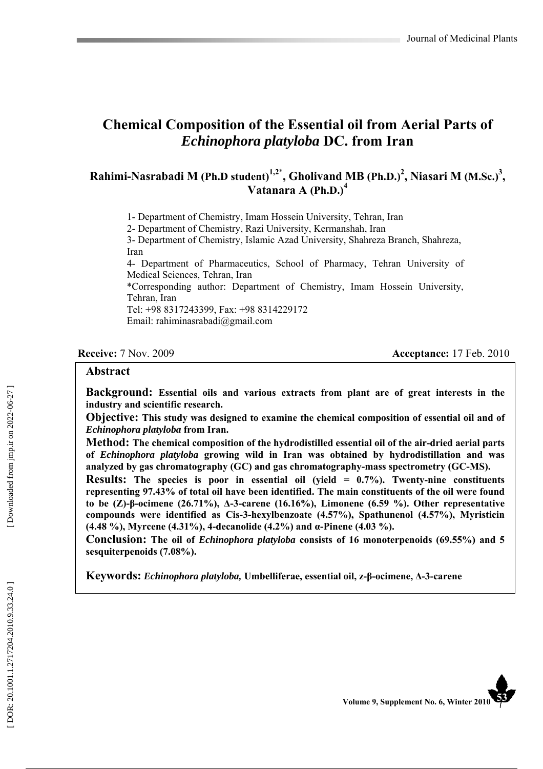# Chemical Composition of the Essential oil from Aerial Parts of *Echinophora platyloba* DC. from Iran

**Rahimi-Nasrabadi M (Ph.D student)[1,2*], Gholivand MB (Ph.D.)[2], Niasari M (M.Sc.)[3], Vatanara A (Ph.D.)[4]**

1- Department of Chemistry, Imam Hossein University, Tehran, Iran
2- Department of Chemistry, Razi University, Kermanshah, Iran
3- Department of Chemistry, Islamic Azad University, Shahreza Branch, Shahreza, Iran
4- Department of Pharmaceutics, School of Pharmacy, Tehran University of Medical Sciences, Tehran, Iran
*Corresponding author: Department of Chemistry, Imam Hossein University, Tehran, Iran
Tel: +98 8317243399, Fax: +98 8314229172
Email: rahiminasrabadi@gmail.com

**Receive:** 7 Nov. 2009 **Acceptance:** 17 Feb. 2010

## Abstract

**Background: Essential oils and various extracts from plant are of great interests in the industry and scientific research.**

**Objective: This study was designed to examine the chemical composition of essential oil and of *Echinophora platyloba* from Iran.**

**Method: The chemical composition of the hydrodistilled essential oil of the air-dried aerial parts of *Echinophora platyloba* growing wild in Iran was obtained by hydrodistillation and was analyzed by gas chromatography (GC) and gas chromatography-mass spectrometry (GC-MS).**

**Results: The species is poor in essential oil (yield = 0.7%). Twenty-nine constituents representing 97.43% of total oil have been identified. The main constituents of the oil were found to be (Z)-β-ocimene (26.71%), Δ-3-carene (16.16%), Limonene (6.59 %). Other representative compounds were identified as Cis-3-hexylbenzoate (4.57%), Spathunenol (4.57%), Myristicin (4.48 %), Myrcene (4.31%), 4-decanolide (4.2%) and α-Pinene (4.03 %).**

**Conclusion: The oil of *Echinophora platyloba* consists of 16 monoterpenoids (69.55%) and 5 sesquiterpenoids (7.08%).**

**Keywords: *Echinophora platyloba,* Umbelliferae, essential oil, z-β-ocimene, Δ-3-carene**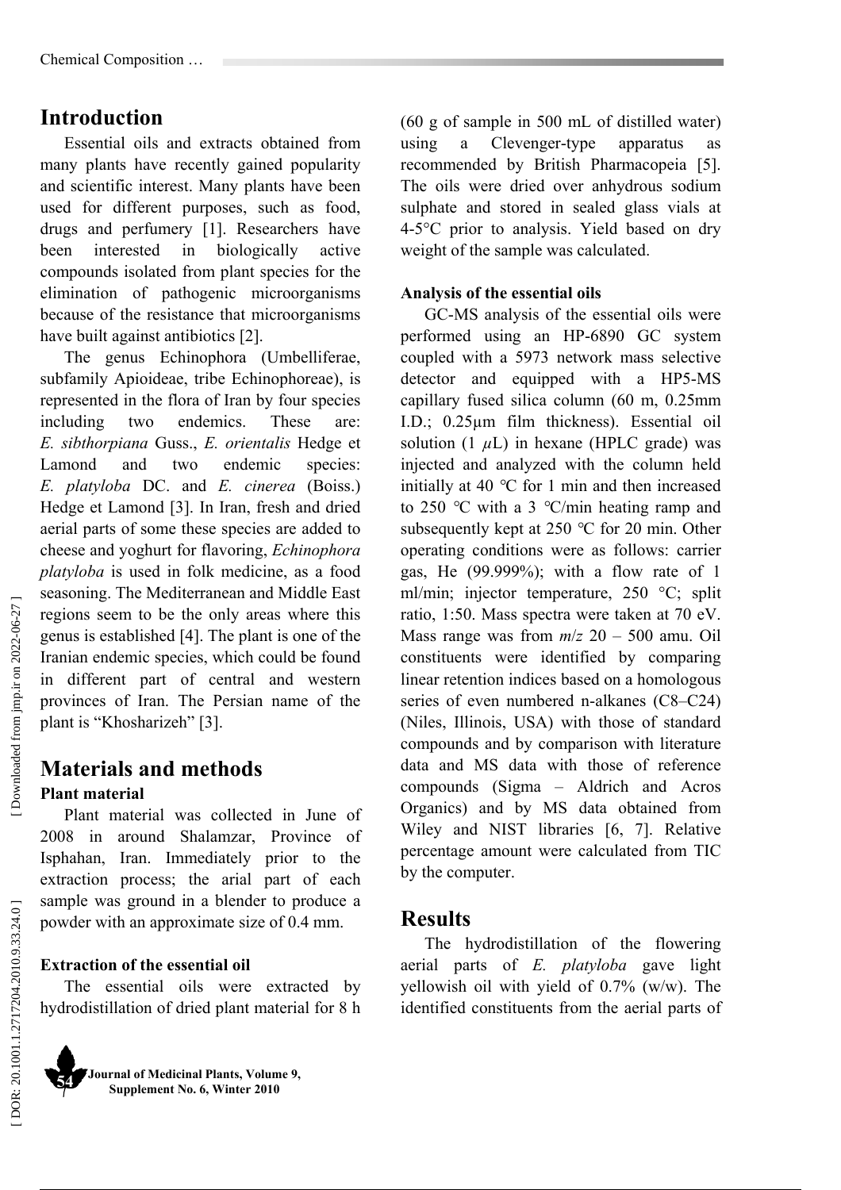## Introduction

Essential oils and extracts obtained from many plants have recently gained popularity and scientific interest. Many plants have been used for different purposes, such as food, drugs and perfumery [1]. Researchers have been interested in biologically active compounds isolated from plant species for the elimination of pathogenic microorganisms because of the resistance that microorganisms have built against antibiotics [2].

The genus Echinophora (Umbelliferae, subfamily Apioideae, tribe Echinophoreae), is represented in the flora of Iran by four species including two endemics. These are: *E. sibthorpiana* Guss., *E. orientalis* Hedge et Lamond and two endemic species: *E. platyloba* DC. and *E. cinerea* (Boiss.) Hedge et Lamond [3]. In Iran, fresh and dried aerial parts of some these species are added to cheese and yoghurt for flavoring, *Echinophora platyloba* is used in folk medicine, as a food seasoning. The Mediterranean and Middle East regions seem to be the only areas where this genus is established [4]. The plant is one of the Iranian endemic species, which could be found in different part of central and western provinces of Iran. The Persian name of the plant is "Khosharizeh" [3].

## Materials and methods

### Plant material

Plant material was collected in June of 2008 in around Shalamzar, Province of Isphahan, Iran. Immediately prior to the extraction process; the arial part of each sample was ground in a blender to produce a powder with an approximate size of 0.4 mm.

### Extraction of the essential oil

The essential oils were extracted by hydrodistillation of dried plant material for 8 h (60 g of sample in 500 mL of distilled water) using a Clevenger-type apparatus as recommended by British Pharmacopeia [5]. The oils were dried over anhydrous sodium sulphate and stored in sealed glass vials at 4-5°C prior to analysis. Yield based on dry weight of the sample was calculated.

### Analysis of the essential oils

GC-MS analysis of the essential oils were performed using an HP-6890 GC system coupled with a 5973 network mass selective detector and equipped with a HP5-MS capillary fused silica column (60 m, 0.25mm I.D.; 0.25µm film thickness). Essential oil solution (1 $\mu$L) in hexane (HPLC grade) was injected and analyzed with the column held initially at 40 ℃ for 1 min and then increased to 250 ℃ with a 3 ℃/min heating ramp and subsequently kept at 250 ℃ for 20 min. Other operating conditions were as follows: carrier gas, He (99.999%); with a flow rate of 1 ml/min; injector temperature, 250 °C; split ratio, 1:50. Mass spectra were taken at 70 eV. Mass range was from $m/z$ 20 – 500 amu. Oil constituents were identified by comparing linear retention indices based on a homologous series of even numbered n-alkanes (C8–C24) (Niles, Illinois, USA) with those of standard compounds and by comparison with literature data and MS data with those of reference compounds (Sigma – Aldrich and Acros Organics) and by MS data obtained from Wiley and NIST libraries [6, 7]. Relative percentage amount were calculated from TIC by the computer.

## Results

The hydrodistillation of the flowering aerial parts of *E. platyloba* gave light yellowish oil with yield of 0.7% (w/w). The identified constituents from the aerial parts of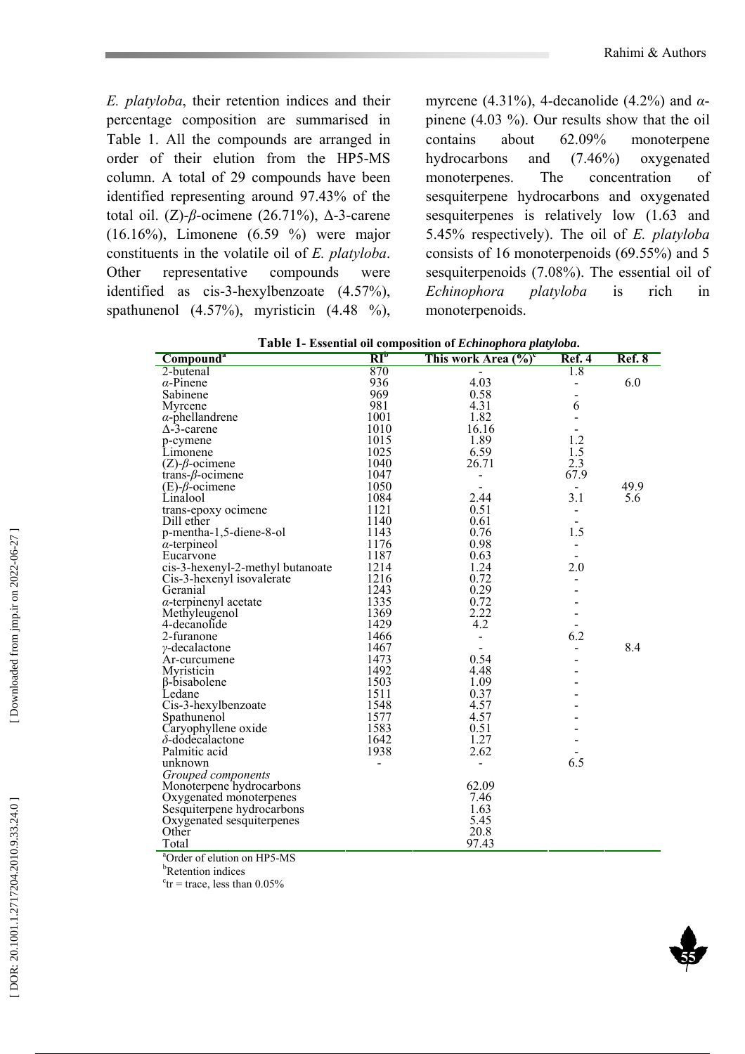*E. platyloba*, their retention indices and their percentage composition are summarised in Table 1. All the compounds are arranged in order of their elution from the HP5-MS column. A total of 29 compounds have been identified representing around 97.43% of the total oil. (Z)-*β*-ocimene (26.71%), Δ-3-carene (16.16%), Limonene (6.59 %) were major constituents in the volatile oil of *E. platyloba*. Other representative compounds were identified as cis-3-hexylbenzoate (4.57%), spathunenol (4.57%), myristicin (4.48 %), myrcene (4.31%), 4-decanolide (4.2%) and *α*-pinene (4.03 %). Our results show that the oil contains about 62.09% monoterpene hydrocarbons and (7.46%) oxygenated monoterpenes. The concentration of sesquiterpene hydrocarbons and oxygenated sesquiterpenes is relatively low (1.63 and 5.45% respectively). The oil of *E. platyloba* consists of 16 monoterpenoids (69.55%) and 5 sesquiterpenoids (7.08%). The essential oil of *Echinophora platyloba* is rich in monoterpenoids.

**Table 1- Essential oil composition of *Echinophora platyloba*.**

| Compound[a] | RI[b] | This work Area (%)[c] | Ref. 4 | Ref. 8 |
|---|---|---|---|---|
| 2-butenal | 870 | - | 1.8 | |
| *α*-Pinene | 936 | 4.03 | - | 6.0 |
| Sabinene | 969 | 0.58 | - | |
| Myrcene | 981 | 4.31 | 6 | |
| *α*-phellandrene | 1001 | 1.82 | - | |
| Δ-3-carene | 1010 | 16.16 | - | |
| p-cymene | 1015 | 1.89 | 1.2 | |
| Limonene | 1025 | 6.59 | 1.5 | |
| (Z)-*β*-ocimene | 1040 | 26.71 | 2.3 | |
| trans-*β*-ocimene | 1047 | - | 67.9 | |
| (E)-*β*-ocimene | 1050 | - | - | 49.9 |
| Linalool | 1084 | 2.44 | 3.1 | 5.6 |
| trans-epoxy ocimene | 1121 | 0.51 | - | |
| Dill ether | 1140 | 0.61 | - | |
| p-mentha-1,5-diene-8-ol | 1143 | 0.76 | 1.5 | |
| *α*-terpineol | 1176 | 0.98 | - | |
| Eucarvone | 1187 | 0.63 | - | |
| cis-3-hexenyl-2-methyl butanoate | 1214 | 1.24 | 2.0 | |
| Cis-3-hexenyl isovalerate | 1216 | 0.72 | - | |
| Geranial | 1243 | 0.29 | - | |
| *α*-terpinenyl acetate | 1335 | 0.72 | - | |
| Methyleugenol | 1369 | 2.22 | - | |
| 4-decanolide | 1429 | 4.2 | - | |
| 2-furanone | 1466 | - | 6.2 | |
| *γ*-decalactone | 1467 | - | - | 8.4 |
| Ar-curcumene | 1473 | 0.54 | - | |
| Myristicin | 1492 | 4.48 | - | |
| β-bisabolene | 1503 | 1.09 | - | |
| Ledane | 1511 | 0.37 | - | |
| Cis-3-hexylbenzoate | 1548 | 4.57 | - | |
| Spathunenol | 1577 | 4.57 | - | |
| Caryophyllene oxide | 1583 | 0.51 | - | |
| *δ*-dodecalactone | 1642 | 1.27 | - | |
| Palmitic acid | 1938 | 2.62 | - | |
| unknown | - | - | 6.5 | |
| *Grouped components* | | | | |
| Monoterpene hydrocarbons | | 62.09 | | |
| Oxygenated monoterpenes | | 7.46 | | |
| Sesquiterpene hydrocarbons | | 1.63 | | |
| Oxygenated sesquiterpenes | | 5.45 | | |
| Other | | 20.8 | | |
| Total | | 97.43 | | |

[a]Order of elution on HP5-MS

[b]Retention indices

[c]tr = trace, less than 0.05%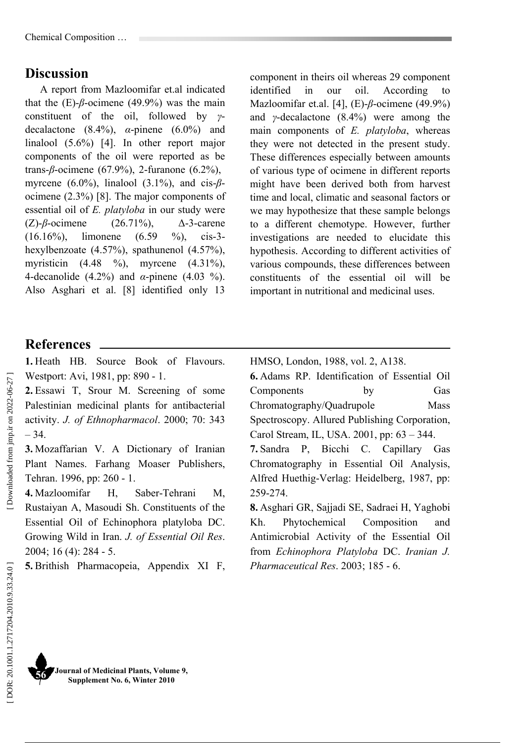## Discussion

A report from Mazloomifar et.al indicated that the (E)-*β*-ocimene (49.9%) was the main constituent of the oil, followed by *γ*-decalactone (8.4%), *α*-pinene (6.0%) and linalool (5.6%) [4]. In other report major components of the oil were reported as be trans-*β*-ocimene (67.9%), 2-furanone (6.2%), myrcene (6.0%), linalool (3.1%), and cis-*β*-ocimene (2.3%) [8]. The major components of essential oil of *E. platyloba* in our study were (Z)-*β*-ocimene (26.71%), Δ-3-carene (16.16%), limonene (6.59 %), cis-3-hexylbenzoate (4.57%), spathunenol (4.57%), myristicin (4.48 %), myrcene (4.31%), 4-decanolide (4.2%) and *α*-pinene (4.03 %). Also Asghari et al. [8] identified only 13 component in theirs oil whereas 29 component identified in our oil. According to Mazloomifar et.al. [4], (E)-*β*-ocimene (49.9%) and *γ*-decalactone (8.4%) were among the main components of *E. platyloba*, whereas they were not detected in the present study. These differences especially between amounts of various type of ocimene in different reports might have been derived both from harvest time and local, climatic and seasonal factors or we may hypothesize that these sample belongs to a different chemotype. However, further investigations are needed to elucidate this hypothesis. According to different activities of various compounds, these differences between constituents of the essential oil will be important in nutritional and medicinal uses.

## References

**1.** Heath HB. Source Book of Flavours. Westport: Avi, 1981, pp: 890 - 1.

**2.** Essawi T, Srour M. Screening of some Palestinian medicinal plants for antibacterial activity. *J. of Ethnopharmacol*. 2000; 70: 343 – 34.

**3.** Mozaffarian V. A Dictionary of Iranian Plant Names. Farhang Moaser Publishers, Tehran. 1996, pp: 260 - 1.

**4.** Mazloomifar H, Saber-Tehrani M, Rustaiyan A, Masoudi Sh. Constituents of the Essential Oil of Echinophora platyloba DC. Growing Wild in Iran. *J. of Essential Oil Res*. 2004; 16 (4): 284 - 5.

**5.** Brithish Pharmacopeia, Appendix XI F, HMSO, London, 1988, vol. 2, A138.

**6.** Adams RP. Identification of Essential Oil Components by Gas Chromatography/Quadrupole Mass Spectroscopy. Allured Publishing Corporation, Carol Stream, IL, USA. 2001, pp: 63 – 344.

**7.** Sandra P, Bicchi C. Capillary Gas Chromatography in Essential Oil Analysis, Alfred Huethig-Verlag: Heidelberg, 1987, pp: 259-274.

**8.** Asghari GR, Sajjadi SE, Sadraei H, Yaghobi Kh. Phytochemical Composition and Antimicrobial Activity of the Essential Oil from *Echinophora Platyloba* DC. *Iranian J. Pharmaceutical Res*. 2003; 185 - 6.